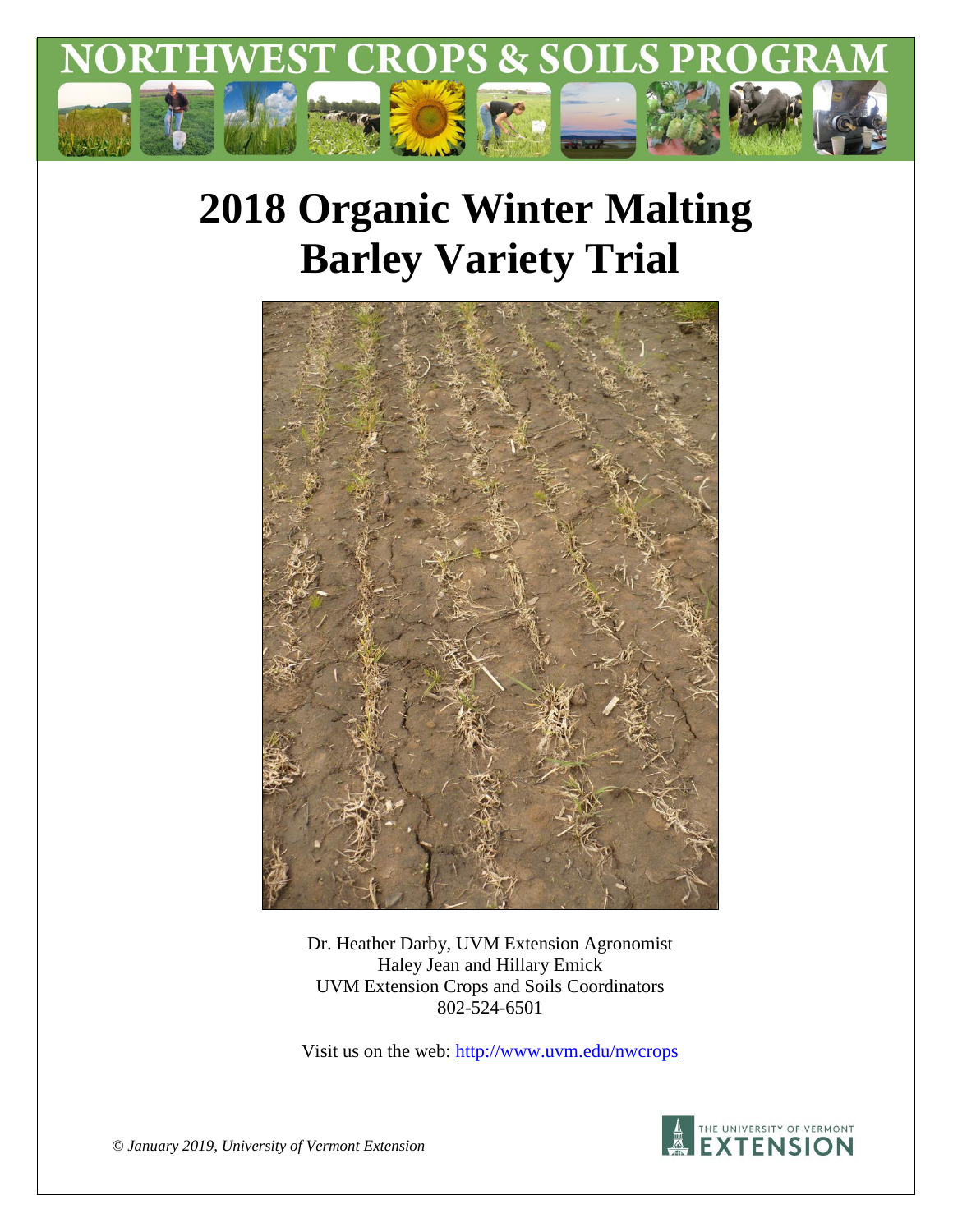# NORTHWEST CROPS & SOILS PROGRAM

# 2018 Organic Winter Malting Barley Variety Trial

Dr. Heather Darby, UVM Extension Agronomist
Haley Jean and Hillary Emick
UVM Extension Crops and Soils Coordinators
802-524-6501

Visit us on the web: http://www.uvm.edu/nwcrops

*© January 2019, University of Vermont Extension*

THE UNIVERSITY OF VERMONT EXTENSION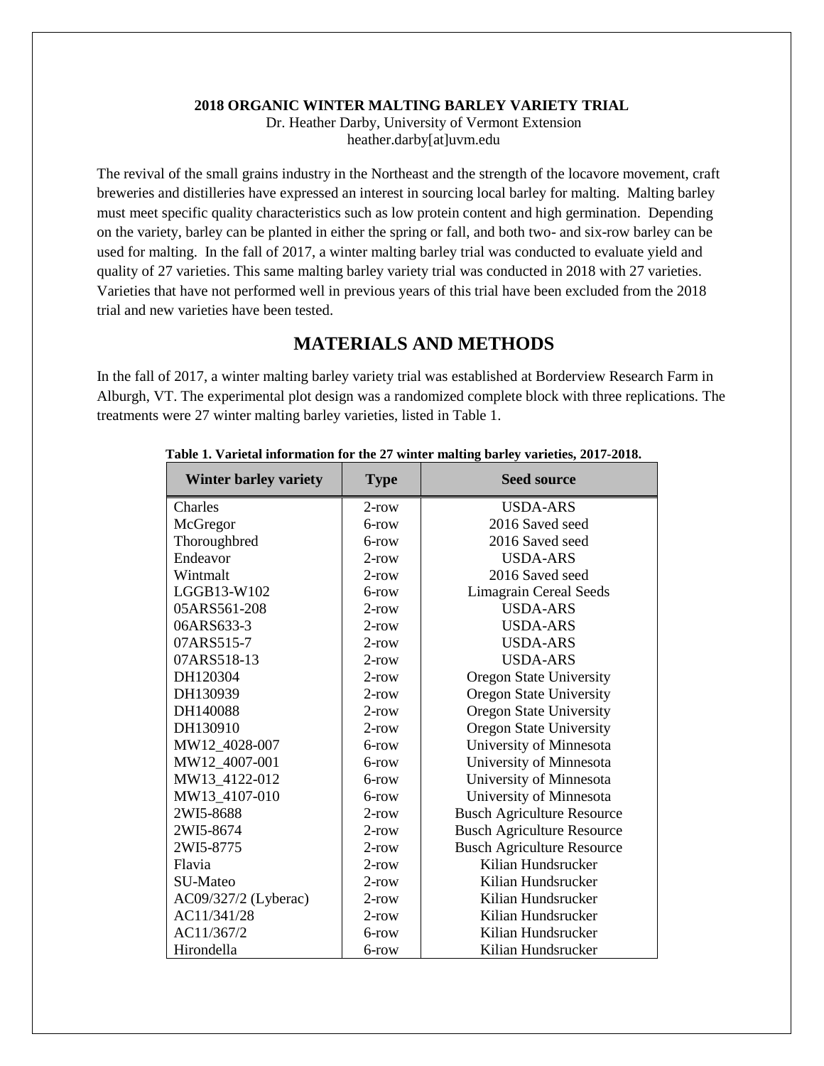**2018 ORGANIC WINTER MALTING BARLEY VARIETY TRIAL**

Dr. Heather Darby, University of Vermont Extension
heather.darby[at]uvm.edu

The revival of the small grains industry in the Northeast and the strength of the locavore movement, craft breweries and distilleries have expressed an interest in sourcing local barley for malting. Malting barley must meet specific quality characteristics such as low protein content and high germination. Depending on the variety, barley can be planted in either the spring or fall, and both two- and six-row barley can be used for malting. In the fall of 2017, a winter malting barley trial was conducted to evaluate yield and quality of 27 varieties. This same malting barley variety trial was conducted in 2018 with 27 varieties. Varieties that have not performed well in previous years of this trial have been excluded from the 2018 trial and new varieties have been tested.

## MATERIALS AND METHODS

In the fall of 2017, a winter malting barley variety trial was established at Borderview Research Farm in Alburgh, VT. The experimental plot design was a randomized complete block with three replications. The treatments were 27 winter malting barley varieties, listed in Table 1.

**Table 1. Varietal information for the 27 winter malting barley varieties, 2017-2018.**

| Winter barley variety | Type | Seed source |
|---|---|---|
| Charles | 2-row | USDA-ARS |
| McGregor | 6-row | 2016 Saved seed |
| Thoroughbred | 6-row | 2016 Saved seed |
| Endeavor | 2-row | USDA-ARS |
| Wintmalt | 2-row | 2016 Saved seed |
| LGGB13-W102 | 6-row | Limagrain Cereal Seeds |
| 05ARS561-208 | 2-row | USDA-ARS |
| 06ARS633-3 | 2-row | USDA-ARS |
| 07ARS515-7 | 2-row | USDA-ARS |
| 07ARS518-13 | 2-row | USDA-ARS |
| DH120304 | 2-row | Oregon State University |
| DH130939 | 2-row | Oregon State University |
| DH140088 | 2-row | Oregon State University |
| DH130910 | 2-row | Oregon State University |
| MW12_4028-007 | 6-row | University of Minnesota |
| MW12_4007-001 | 6-row | University of Minnesota |
| MW13_4122-012 | 6-row | University of Minnesota |
| MW13_4107-010 | 6-row | University of Minnesota |
| 2WI5-8688 | 2-row | Busch Agriculture Resource |
| 2WI5-8674 | 2-row | Busch Agriculture Resource |
| 2WI5-8775 | 2-row | Busch Agriculture Resource |
| Flavia | 2-row | Kilian Hundsrucker |
| SU-Mateo | 2-row | Kilian Hundsrucker |
| AC09/327/2 (Lyberac) | 2-row | Kilian Hundsrucker |
| AC11/341/28 | 2-row | Kilian Hundsrucker |
| AC11/367/2 | 6-row | Kilian Hundsrucker |
| Hirondella | 6-row | Kilian Hundsrucker |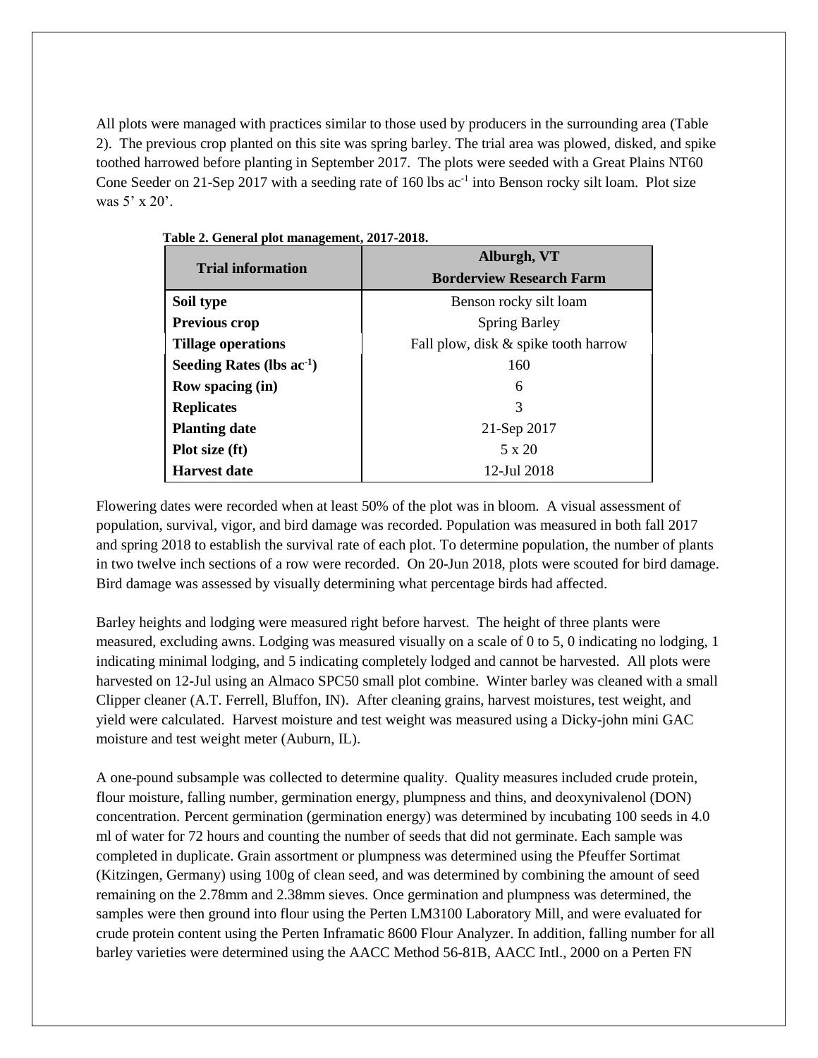All plots were managed with practices similar to those used by producers in the surrounding area (Table 2). The previous crop planted on this site was spring barley. The trial area was plowed, disked, and spike toothed harrowed before planting in September 2017. The plots were seeded with a Great Plains NT60 Cone Seeder on 21-Sep 2017 with a seeding rate of 160 lbs ac$^{-1}$ into Benson rocky silt loam. Plot size was 5' x 20'.

**Table 2. General plot management, 2017-2018.**

| Trial information | Alburgh, VT Borderview Research Farm |
|---|---|
| **Soil type** | Benson rocky silt loam |
| **Previous crop** | Spring Barley |
| **Tillage operations** | Fall plow, disk & spike tooth harrow |
| **Seeding Rates (lbs ac$^{-1}$)** | 160 |
| **Row spacing (in)** | 6 |
| **Replicates** | 3 |
| **Planting date** | 21-Sep 2017 |
| **Plot size (ft)** | 5 x 20 |
| **Harvest date** | 12-Jul 2018 |

Flowering dates were recorded when at least 50% of the plot was in bloom. A visual assessment of population, survival, vigor, and bird damage was recorded. Population was measured in both fall 2017 and spring 2018 to establish the survival rate of each plot. To determine population, the number of plants in two twelve inch sections of a row were recorded. On 20-Jun 2018, plots were scouted for bird damage. Bird damage was assessed by visually determining what percentage birds had affected.

Barley heights and lodging were measured right before harvest. The height of three plants were measured, excluding awns. Lodging was measured visually on a scale of 0 to 5, 0 indicating no lodging, 1 indicating minimal lodging, and 5 indicating completely lodged and cannot be harvested. All plots were harvested on 12-Jul using an Almaco SPC50 small plot combine. Winter barley was cleaned with a small Clipper cleaner (A.T. Ferrell, Bluffon, IN). After cleaning grains, harvest moistures, test weight, and yield were calculated. Harvest moisture and test weight was measured using a Dicky-john mini GAC moisture and test weight meter (Auburn, IL).

A one-pound subsample was collected to determine quality. Quality measures included crude protein, flour moisture, falling number, germination energy, plumpness and thins, and deoxynivalenol (DON) concentration. Percent germination (germination energy) was determined by incubating 100 seeds in 4.0 ml of water for 72 hours and counting the number of seeds that did not germinate. Each sample was completed in duplicate. Grain assortment or plumpness was determined using the Pfeuffer Sortimat (Kitzingen, Germany) using 100g of clean seed, and was determined by combining the amount of seed remaining on the 2.78mm and 2.38mm sieves. Once germination and plumpness was determined, the samples were then ground into flour using the Perten LM3100 Laboratory Mill, and were evaluated for crude protein content using the Perten Inframatic 8600 Flour Analyzer. In addition, falling number for all barley varieties were determined using the AACC Method 56-81B, AACC Intl., 2000 on a Perten FN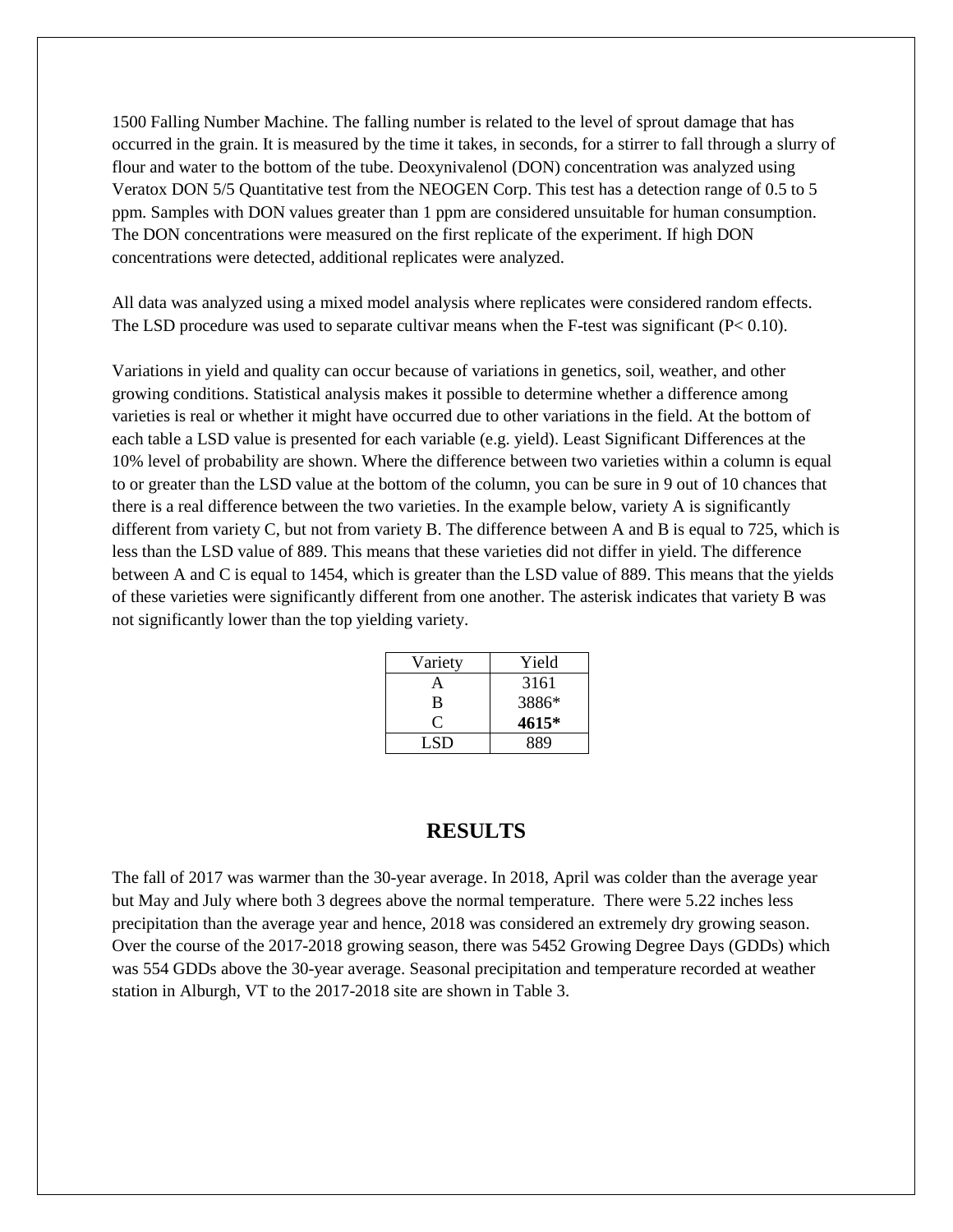1500 Falling Number Machine. The falling number is related to the level of sprout damage that has occurred in the grain. It is measured by the time it takes, in seconds, for a stirrer to fall through a slurry of flour and water to the bottom of the tube. Deoxynivalenol (DON) concentration was analyzed using Veratox DON 5/5 Quantitative test from the NEOGEN Corp. This test has a detection range of 0.5 to 5 ppm. Samples with DON values greater than 1 ppm are considered unsuitable for human consumption. The DON concentrations were measured on the first replicate of the experiment. If high DON concentrations were detected, additional replicates were analyzed.

All data was analyzed using a mixed model analysis where replicates were considered random effects. The LSD procedure was used to separate cultivar means when the F-test was significant ($P < 0.10$).

Variations in yield and quality can occur because of variations in genetics, soil, weather, and other growing conditions. Statistical analysis makes it possible to determine whether a difference among varieties is real or whether it might have occurred due to other variations in the field. At the bottom of each table a LSD value is presented for each variable (e.g. yield). Least Significant Differences at the 10% level of probability are shown. Where the difference between two varieties within a column is equal to or greater than the LSD value at the bottom of the column, you can be sure in 9 out of 10 chances that there is a real difference between the two varieties. In the example below, variety A is significantly different from variety C, but not from variety B. The difference between A and B is equal to 725, which is less than the LSD value of 889. This means that these varieties did not differ in yield. The difference between A and C is equal to 1454, which is greater than the LSD value of 889. This means that the yields of these varieties were significantly different from one another. The asterisk indicates that variety B was not significantly lower than the top yielding variety.

| Variety | Yield |
|---|---|
| A | 3161 |
| B | 3886* |
| C | **4615*** |
| LSD | 889 |

## RESULTS

The fall of 2017 was warmer than the 30-year average. In 2018, April was colder than the average year but May and July where both 3 degrees above the normal temperature. There were 5.22 inches less precipitation than the average year and hence, 2018 was considered an extremely dry growing season. Over the course of the 2017-2018 growing season, there was 5452 Growing Degree Days (GDDs) which was 554 GDDs above the 30-year average. Seasonal precipitation and temperature recorded at weather station in Alburgh, VT to the 2017-2018 site are shown in Table 3.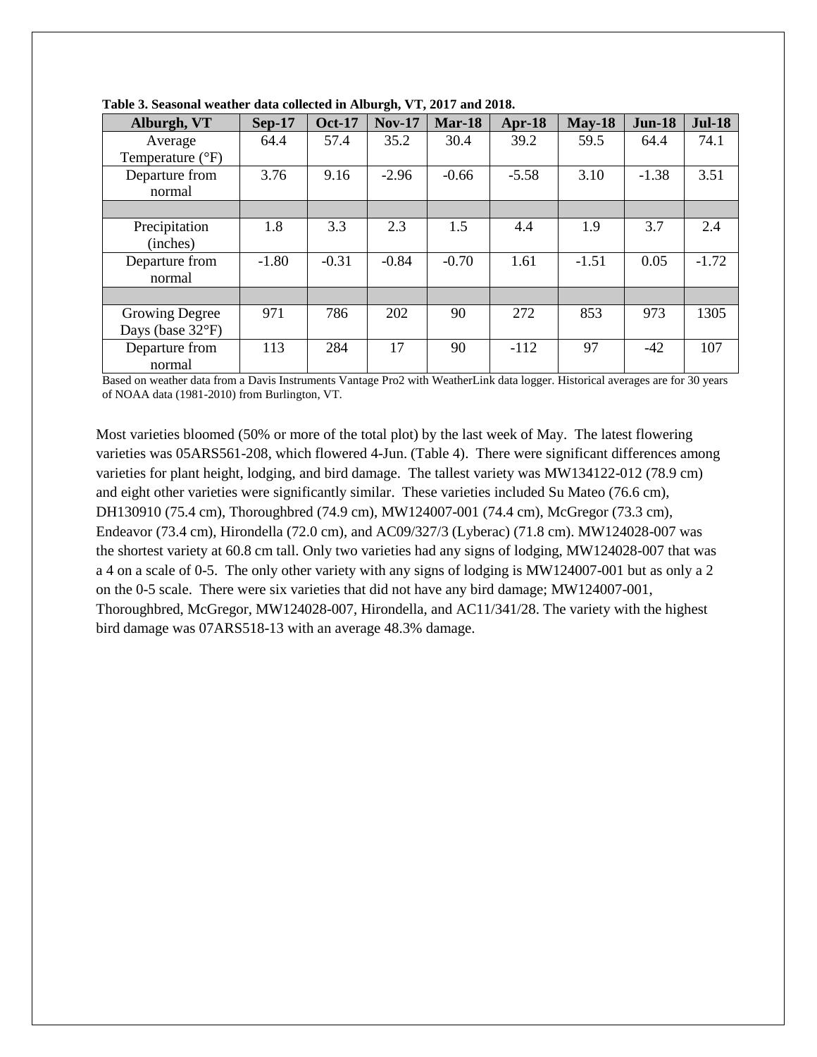**Table 3. Seasonal weather data collected in Alburgh, VT, 2017 and 2018.**

| Alburgh, VT | Sep-17 | Oct-17 | Nov-17 | Mar-18 | Apr-18 | May-18 | Jun-18 | Jul-18 |
|---|---|---|---|---|---|---|---|---|
| Average Temperature (°F) | 64.4 | 57.4 | 35.2 | 30.4 | 39.2 | 59.5 | 64.4 | 74.1 |
| Departure from normal | 3.76 | 9.16 | -2.96 | -0.66 | -5.58 | 3.10 | -1.38 | 3.51 |
| | | | | | | | | |
| Precipitation (inches) | 1.8 | 3.3 | 2.3 | 1.5 | 4.4 | 1.9 | 3.7 | 2.4 |
| Departure from normal | -1.80 | -0.31 | -0.84 | -0.70 | 1.61 | -1.51 | 0.05 | -1.72 |
| | | | | | | | | |
| Growing Degree Days (base 32°F) | 971 | 786 | 202 | 90 | 272 | 853 | 973 | 1305 |
| Departure from normal | 113 | 284 | 17 | 90 | -112 | 97 | -42 | 107 |

Based on weather data from a Davis Instruments Vantage Pro2 with WeatherLink data logger. Historical averages are for 30 years of NOAA data (1981-2010) from Burlington, VT.

Most varieties bloomed (50% or more of the total plot) by the last week of May. The latest flowering varieties was 05ARS561-208, which flowered 4-Jun. (Table 4). There were significant differences among varieties for plant height, lodging, and bird damage. The tallest variety was MW134122-012 (78.9 cm) and eight other varieties were significantly similar. These varieties included Su Mateo (76.6 cm), DH130910 (75.4 cm), Thoroughbred (74.9 cm), MW124007-001 (74.4 cm), McGregor (73.3 cm), Endeavor (73.4 cm), Hirondella (72.0 cm), and AC09/327/3 (Lyberac) (71.8 cm). MW124028-007 was the shortest variety at 60.8 cm tall. Only two varieties had any signs of lodging, MW124028-007 that was a 4 on a scale of 0-5. The only other variety with any signs of lodging is MW124007-001 but as only a 2 on the 0-5 scale. There were six varieties that did not have any bird damage; MW124007-001, Thoroughbred, McGregor, MW124028-007, Hirondella, and AC11/341/28. The variety with the highest bird damage was 07ARS518-13 with an average 48.3% damage.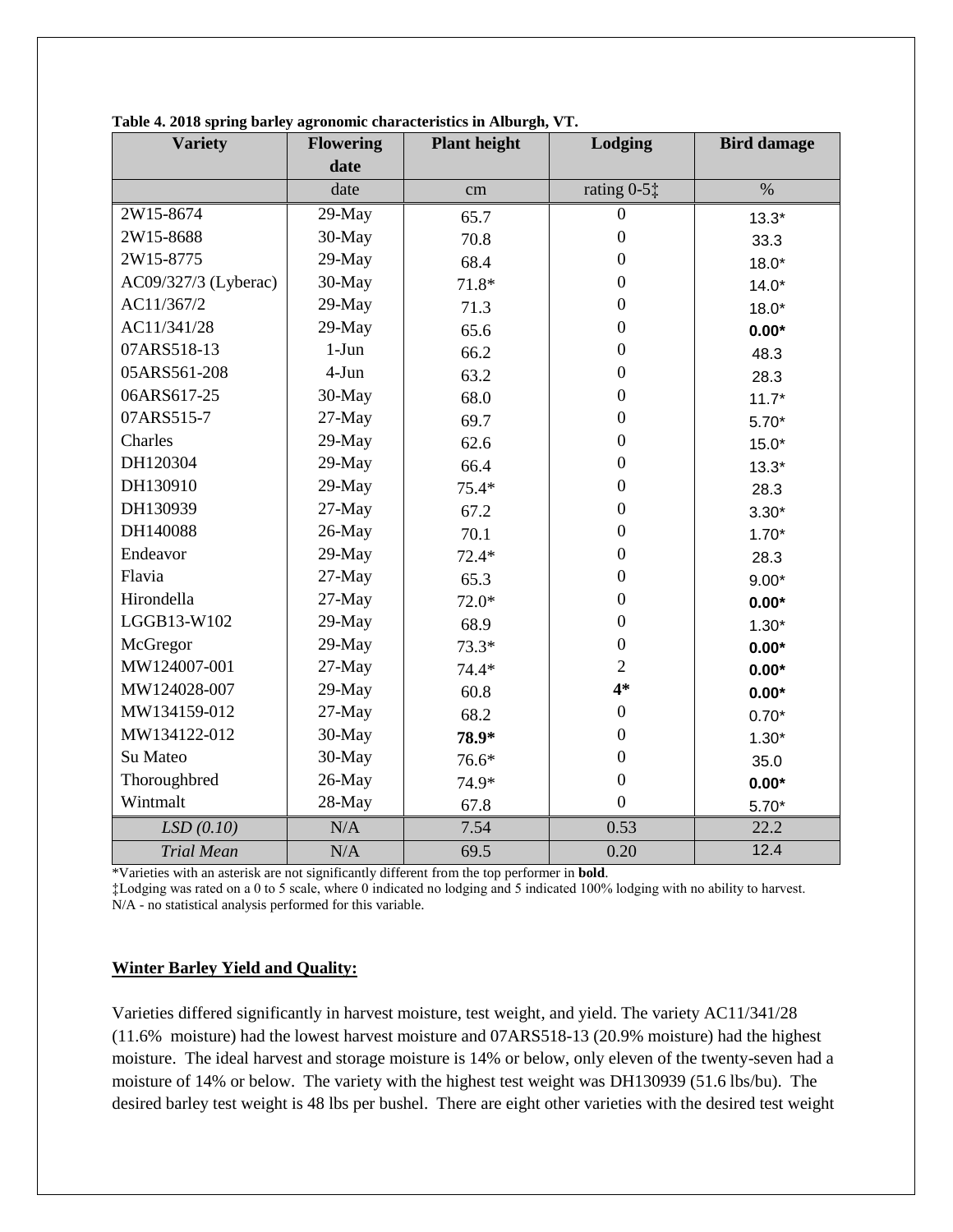**Table 4. 2018 spring barley agronomic characteristics in Alburgh, VT.**

| Variety | Flowering date | Plant height | Lodging | Bird damage |
|---|---|---|---|---|
| | date | cm | rating 0-5‡ | % |
| 2W15-8674 | 29-May | 65.7 | 0 | 13.3* |
| 2W15-8688 | 30-May | 70.8 | 0 | 33.3 |
| 2W15-8775 | 29-May | 68.4 | 0 | 18.0* |
| AC09/327/3 (Lyberac) | 30-May | 71.8* | 0 | 14.0* |
| AC11/367/2 | 29-May | 71.3 | 0 | 18.0* |
| AC11/341/28 | 29-May | 65.6 | 0 | **0.00*** |
| 07ARS518-13 | 1-Jun | 66.2 | 0 | 48.3 |
| 05ARS561-208 | 4-Jun | 63.2 | 0 | 28.3 |
| 06ARS617-25 | 30-May | 68.0 | 0 | 11.7* |
| 07ARS515-7 | 27-May | 69.7 | 0 | 5.70* |
| Charles | 29-May | 62.6 | 0 | 15.0* |
| DH120304 | 29-May | 66.4 | 0 | 13.3* |
| DH130910 | 29-May | 75.4* | 0 | 28.3 |
| DH130939 | 27-May | 67.2 | 0 | 3.30* |
| DH140088 | 26-May | 70.1 | 0 | 1.70* |
| Endeavor | 29-May | 72.4* | 0 | 28.3 |
| Flavia | 27-May | 65.3 | 0 | 9.00* |
| Hirondella | 27-May | 72.0* | 0 | **0.00*** |
| LGGB13-W102 | 29-May | 68.9 | 0 | 1.30* |
| McGregor | 29-May | 73.3* | 0 | **0.00*** |
| MW124007-001 | 27-May | 74.4* | 2 | **0.00*** |
| MW124028-007 | 29-May | 60.8 | **4*** | **0.00*** |
| MW134159-012 | 27-May | 68.2 | 0 | 0.70* |
| MW134122-012 | 30-May | **78.9*** | 0 | 1.30* |
| Su Mateo | 30-May | 76.6* | 0 | 35.0 |
| Thoroughbred | 26-May | 74.9* | 0 | **0.00*** |
| Wintmalt | 28-May | 67.8 | 0 | 5.70* |
| *LSD (0.10)* | N/A | 7.54 | 0.53 | 22.2 |
| *Trial Mean* | N/A | 69.5 | 0.20 | 12.4 |

*Varieties with an asterisk are not significantly different from the top performer in **bold**.
‡Lodging was rated on a 0 to 5 scale, where 0 indicated no lodging and 5 indicated 100% lodging with no ability to harvest.
N/A - no statistical analysis performed for this variable.

**Winter Barley Yield and Quality:**

Varieties differed significantly in harvest moisture, test weight, and yield. The variety AC11/341/28 (11.6% moisture) had the lowest harvest moisture and 07ARS518-13 (20.9% moisture) had the highest moisture. The ideal harvest and storage moisture is 14% or below, only eleven of the twenty-seven had a moisture of 14% or below. The variety with the highest test weight was DH130939 (51.6 lbs/bu). The desired barley test weight is 48 lbs per bushel. There are eight other varieties with the desired test weight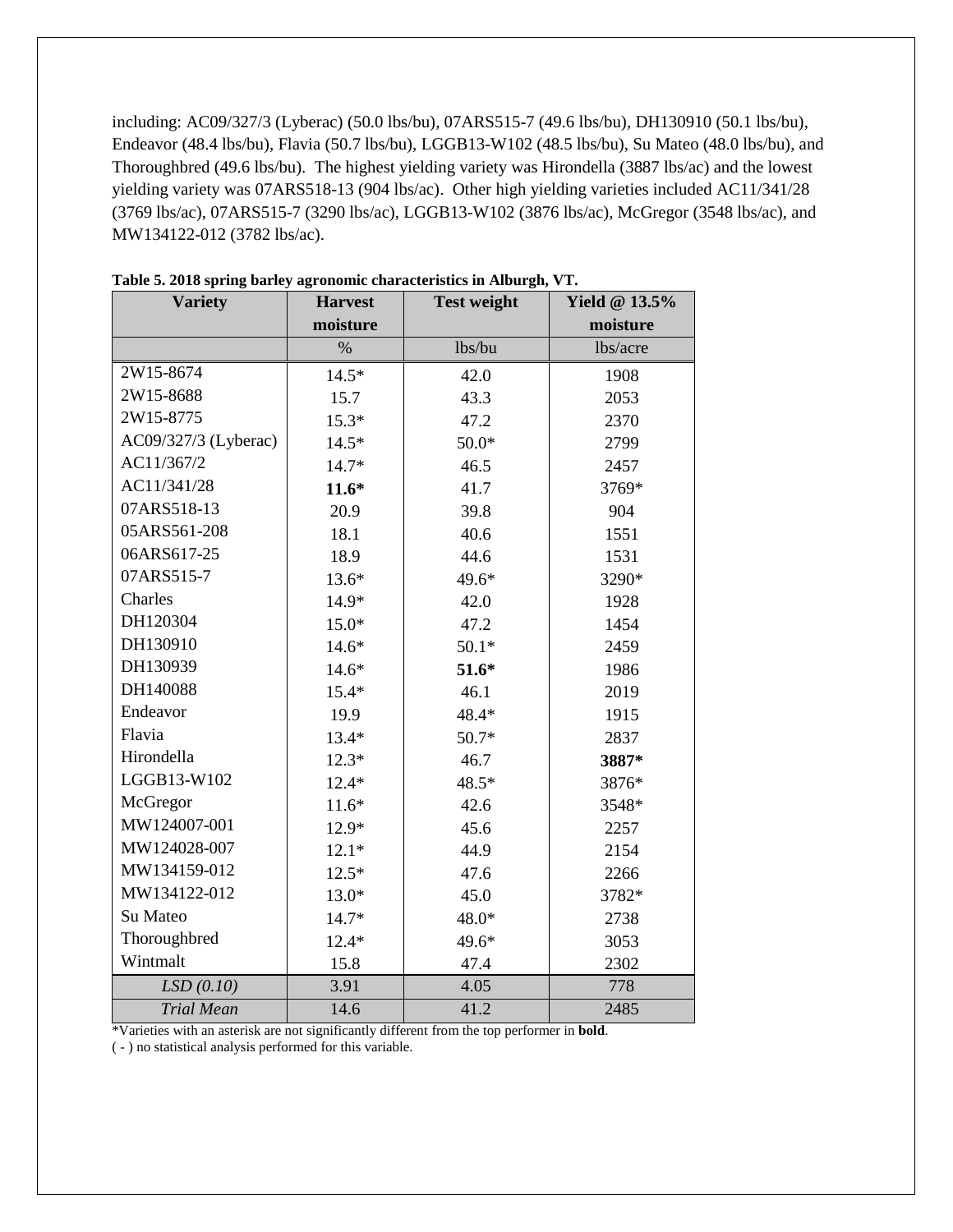including: AC09/327/3 (Lyberac) (50.0 lbs/bu), 07ARS515-7 (49.6 lbs/bu), DH130910 (50.1 lbs/bu), Endeavor (48.4 lbs/bu), Flavia (50.7 lbs/bu), LGGB13-W102 (48.5 lbs/bu), Su Mateo (48.0 lbs/bu), and Thoroughbred (49.6 lbs/bu). The highest yielding variety was Hirondella (3887 lbs/ac) and the lowest yielding variety was 07ARS518-13 (904 lbs/ac). Other high yielding varieties included AC11/341/28 (3769 lbs/ac), 07ARS515-7 (3290 lbs/ac), LGGB13-W102 (3876 lbs/ac), McGregor (3548 lbs/ac), and MW134122-012 (3782 lbs/ac).

**Table 5. 2018 spring barley agronomic characteristics in Alburgh, VT.**

| Variety | Harvest moisture | Test weight | Yield @ 13.5% moisture |
|---|---|---|---|
| | % | lbs/bu | lbs/acre |
| 2W15-8674 | 14.5* | 42.0 | 1908 |
| 2W15-8688 | 15.7 | 43.3 | 2053 |
| 2W15-8775 | 15.3* | 47.2 | 2370 |
| AC09/327/3 (Lyberac) | 14.5* | 50.0* | 2799 |
| AC11/367/2 | 14.7* | 46.5 | 2457 |
| AC11/341/28 | **11.6*** | 41.7 | 3769* |
| 07ARS518-13 | 20.9 | 39.8 | 904 |
| 05ARS561-208 | 18.1 | 40.6 | 1551 |
| 06ARS617-25 | 18.9 | 44.6 | 1531 |
| 07ARS515-7 | 13.6* | 49.6* | 3290* |
| Charles | 14.9* | 42.0 | 1928 |
| DH120304 | 15.0* | 47.2 | 1454 |
| DH130910 | 14.6* | 50.1* | 2459 |
| DH130939 | 14.6* | **51.6*** | 1986 |
| DH140088 | 15.4* | 46.1 | 2019 |
| Endeavor | 19.9 | 48.4* | 1915 |
| Flavia | 13.4* | 50.7* | 2837 |
| Hirondella | 12.3* | 46.7 | **3887*** |
| LGGB13-W102 | 12.4* | 48.5* | 3876* |
| McGregor | 11.6* | 42.6 | 3548* |
| MW124007-001 | 12.9* | 45.6 | 2257 |
| MW124028-007 | 12.1* | 44.9 | 2154 |
| MW134159-012 | 12.5* | 47.6 | 2266 |
| MW134122-012 | 13.0* | 45.0 | 3782* |
| Su Mateo | 14.7* | 48.0* | 2738 |
| Thoroughbred | 12.4* | 49.6* | 3053 |
| Wintmalt | 15.8 | 47.4 | 2302 |
| *LSD (0.10)* | 3.91 | 4.05 | 778 |
| *Trial Mean* | 14.6 | 41.2 | 2485 |

*Varieties with an asterisk are not significantly different from the top performer in **bold**.
( - ) no statistical analysis performed for this variable.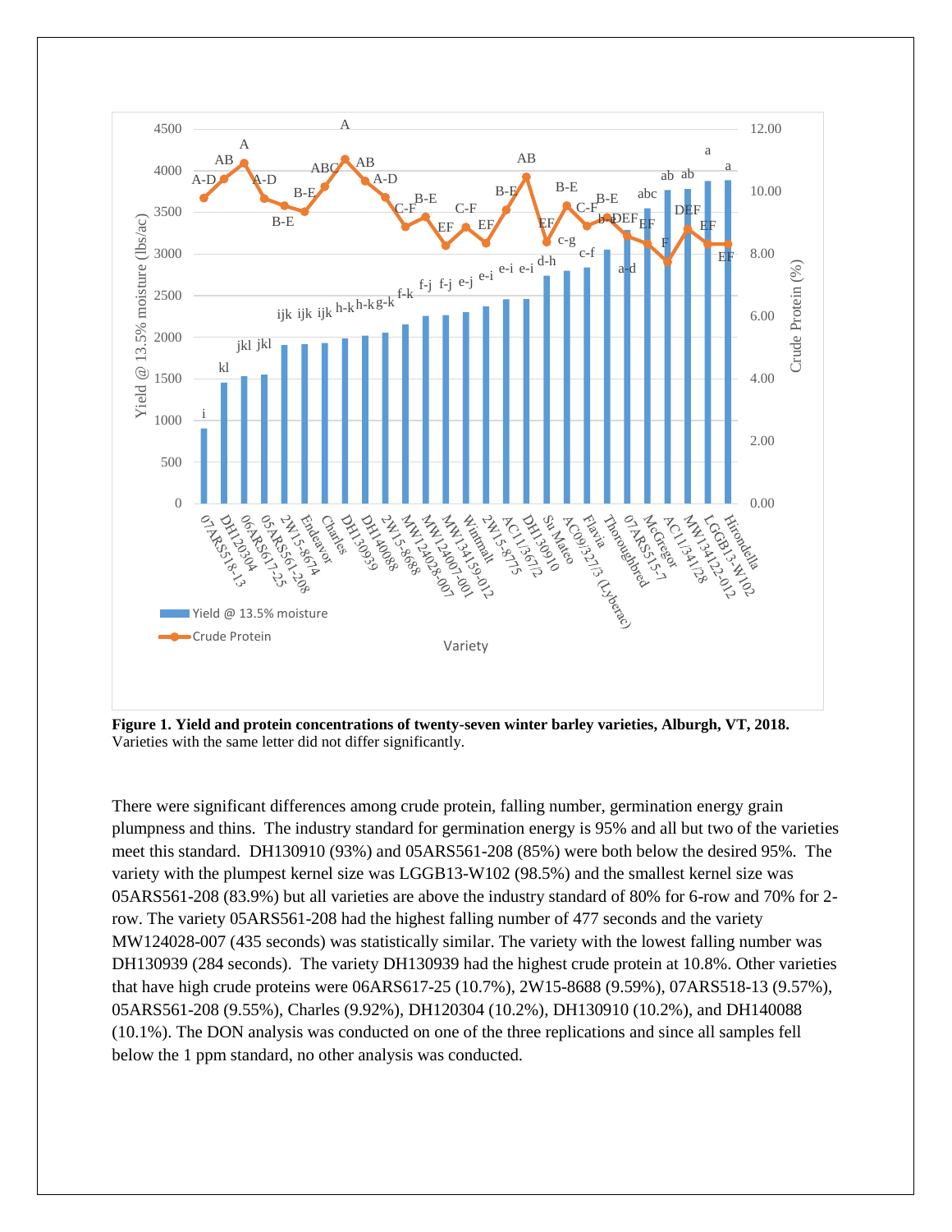**Figure 1. Yield and protein concentrations of twenty-seven winter barley varieties, Alburgh, VT, 2018.** Varieties with the same letter did not differ significantly.

There were significant differences among crude protein, falling number, germination energy grain plumpness and thins. The industry standard for germination energy is 95% and all but two of the varieties meet this standard. DH130910 (93%) and 05ARS561-208 (85%) were both below the desired 95%. The variety with the plumpest kernel size was LGGB13-W102 (98.5%) and the smallest kernel size was 05ARS561-208 (83.9%) but all varieties are above the industry standard of 80% for 6-row and 70% for 2-row. The variety 05ARS561-208 had the highest falling number of 477 seconds and the variety MW124028-007 (435 seconds) was statistically similar. The variety with the lowest falling number was DH130939 (284 seconds). The variety DH130939 had the highest crude protein at 10.8%. Other varieties that have high crude proteins were 06ARS617-25 (10.7%), 2W15-8688 (9.59%), 07ARS518-13 (9.57%), 05ARS561-208 (9.55%), Charles (9.92%), DH120304 (10.2%), DH130910 (10.2%), and DH140088 (10.1%). The DON analysis was conducted on one of the three replications and since all samples fell below the 1 ppm standard, no other analysis was conducted.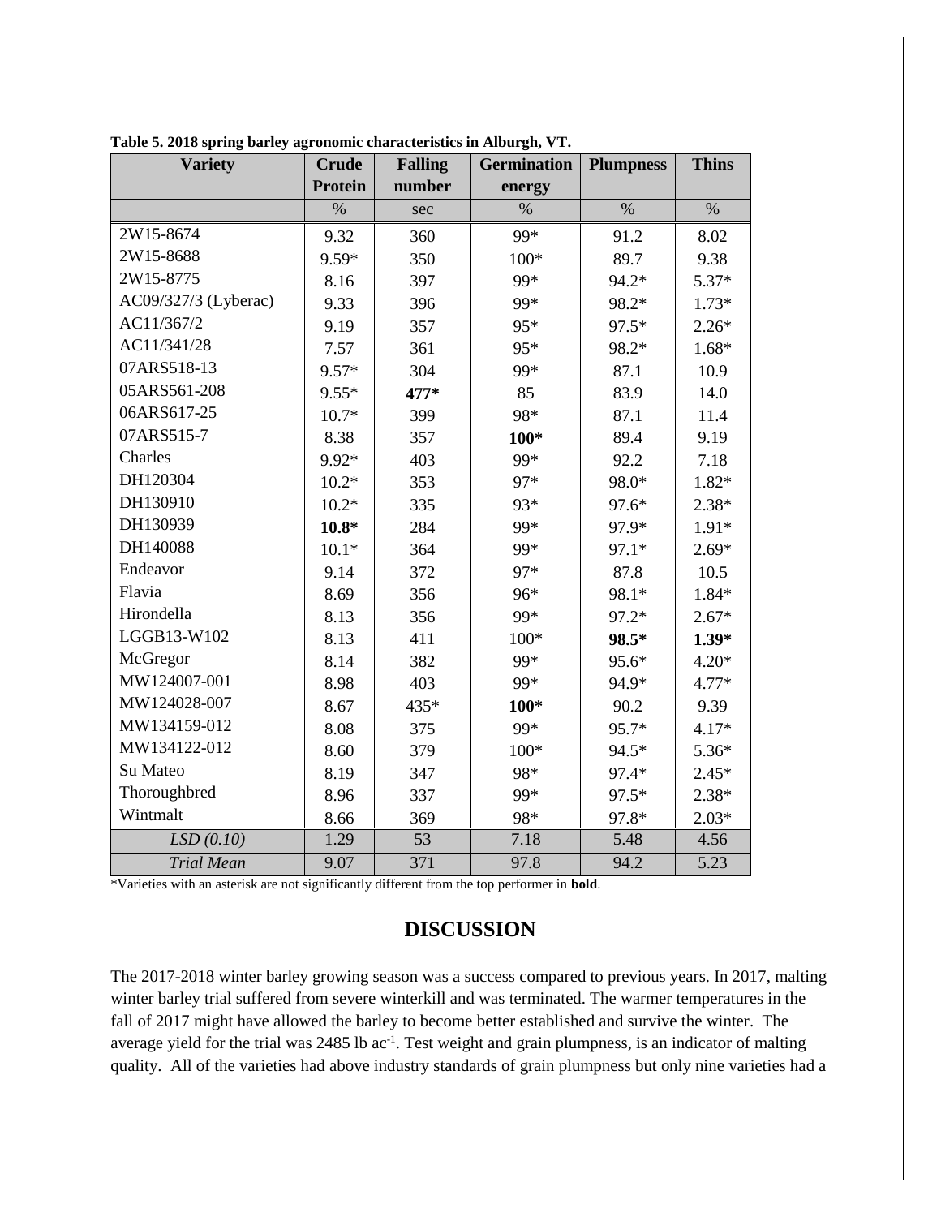**Table 5. 2018 spring barley agronomic characteristics in Alburgh, VT.**

| Variety | Crude Protein | Falling number | Germination energy | Plumpness | Thins |
|---|---|---|---|---|---|
| | % | sec | % | % | % |
| 2W15-8674 | 9.32 | 360 | 99* | 91.2 | 8.02 |
| 2W15-8688 | 9.59* | 350 | 100* | 89.7 | 9.38 |
| 2W15-8775 | 8.16 | 397 | 99* | 94.2* | 5.37* |
| AC09/327/3 (Lyberac) | 9.33 | 396 | 99* | 98.2* | 1.73* |
| AC11/367/2 | 9.19 | 357 | 95* | 97.5* | 2.26* |
| AC11/341/28 | 7.57 | 361 | 95* | 98.2* | 1.68* |
| 07ARS518-13 | 9.57* | 304 | 99* | 87.1 | 10.9 |
| 05ARS561-208 | 9.55* | **477*** | 85 | 83.9 | 14.0 |
| 06ARS617-25 | 10.7* | 399 | 98* | 87.1 | 11.4 |
| 07ARS515-7 | 8.38 | 357 | **100*** | 89.4 | 9.19 |
| Charles | 9.92* | 403 | 99* | 92.2 | 7.18 |
| DH120304 | 10.2* | 353 | 97* | 98.0* | 1.82* |
| DH130910 | 10.2* | 335 | 93* | 97.6* | 2.38* |
| DH130939 | **10.8*** | 284 | 99* | 97.9* | 1.91* |
| DH140088 | 10.1* | 364 | 99* | 97.1* | 2.69* |
| Endeavor | 9.14 | 372 | 97* | 87.8 | 10.5 |
| Flavia | 8.69 | 356 | 96* | 98.1* | 1.84* |
| Hirondella | 8.13 | 356 | 99* | 97.2* | 2.67* |
| LGGB13-W102 | 8.13 | 411 | 100* | **98.5*** | **1.39*** |
| McGregor | 8.14 | 382 | 99* | 95.6* | 4.20* |
| MW124007-001 | 8.98 | 403 | 99* | 94.9* | 4.77* |
| MW124028-007 | 8.67 | 435* | **100*** | 90.2 | 9.39 |
| MW134159-012 | 8.08 | 375 | 99* | 95.7* | 4.17* |
| MW134122-012 | 8.60 | 379 | 100* | 94.5* | 5.36* |
| Su Mateo | 8.19 | 347 | 98* | 97.4* | 2.45* |
| Thoroughbred | 8.96 | 337 | 99* | 97.5* | 2.38* |
| Wintmalt | 8.66 | 369 | 98* | 97.8* | 2.03* |
| *LSD (0.10)* | 1.29 | 53 | 7.18 | 5.48 | 4.56 |
| *Trial Mean* | 9.07 | 371 | 97.8 | 94.2 | 5.23 |

*Varieties with an asterisk are not significantly different from the top performer in **bold**.

## DISCUSSION

The 2017-2018 winter barley growing season was a success compared to previous years. In 2017, malting winter barley trial suffered from severe winterkill and was terminated. The warmer temperatures in the fall of 2017 might have allowed the barley to become better established and survive the winter. The average yield for the trial was 2485 lb $ac^{-1}$. Test weight and grain plumpness, is an indicator of malting quality. All of the varieties had above industry standards of grain plumpness but only nine varieties had a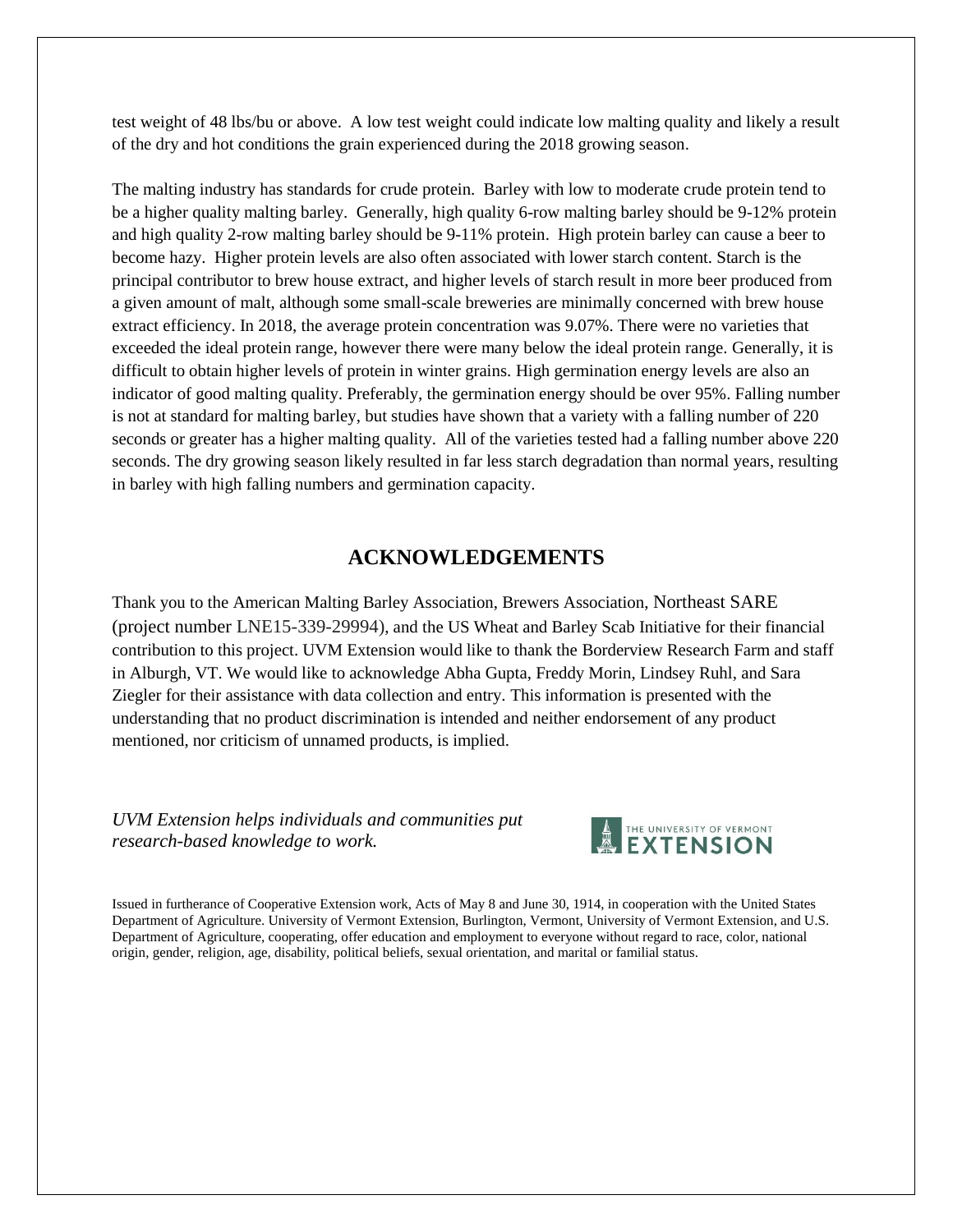test weight of 48 lbs/bu or above. A low test weight could indicate low malting quality and likely a result of the dry and hot conditions the grain experienced during the 2018 growing season.

The malting industry has standards for crude protein. Barley with low to moderate crude protein tend to be a higher quality malting barley. Generally, high quality 6-row malting barley should be 9-12% protein and high quality 2-row malting barley should be 9-11% protein. High protein barley can cause a beer to become hazy. Higher protein levels are also often associated with lower starch content. Starch is the principal contributor to brew house extract, and higher levels of starch result in more beer produced from a given amount of malt, although some small-scale breweries are minimally concerned with brew house extract efficiency. In 2018, the average protein concentration was 9.07%. There were no varieties that exceeded the ideal protein range, however there were many below the ideal protein range. Generally, it is difficult to obtain higher levels of protein in winter grains. High germination energy levels are also an indicator of good malting quality. Preferably, the germination energy should be over 95%. Falling number is not at standard for malting barley, but studies have shown that a variety with a falling number of 220 seconds or greater has a higher malting quality. All of the varieties tested had a falling number above 220 seconds. The dry growing season likely resulted in far less starch degradation than normal years, resulting in barley with high falling numbers and germination capacity.

## ACKNOWLEDGEMENTS

Thank you to the American Malting Barley Association, Brewers Association, Northeast SARE (project number LNE15-339-29994), and the US Wheat and Barley Scab Initiative for their financial contribution to this project. UVM Extension would like to thank the Borderview Research Farm and staff in Alburgh, VT. We would like to acknowledge Abha Gupta, Freddy Morin, Lindsey Ruhl, and Sara Ziegler for their assistance with data collection and entry. This information is presented with the understanding that no product discrimination is intended and neither endorsement of any product mentioned, nor criticism of unnamed products, is implied.

*UVM Extension helps individuals and communities put research-based knowledge to work.*

THE UNIVERSITY OF VERMONT EXTENSION

Issued in furtherance of Cooperative Extension work, Acts of May 8 and June 30, 1914, in cooperation with the United States Department of Agriculture. University of Vermont Extension, Burlington, Vermont, University of Vermont Extension, and U.S. Department of Agriculture, cooperating, offer education and employment to everyone without regard to race, color, national origin, gender, religion, age, disability, political beliefs, sexual orientation, and marital or familial status.